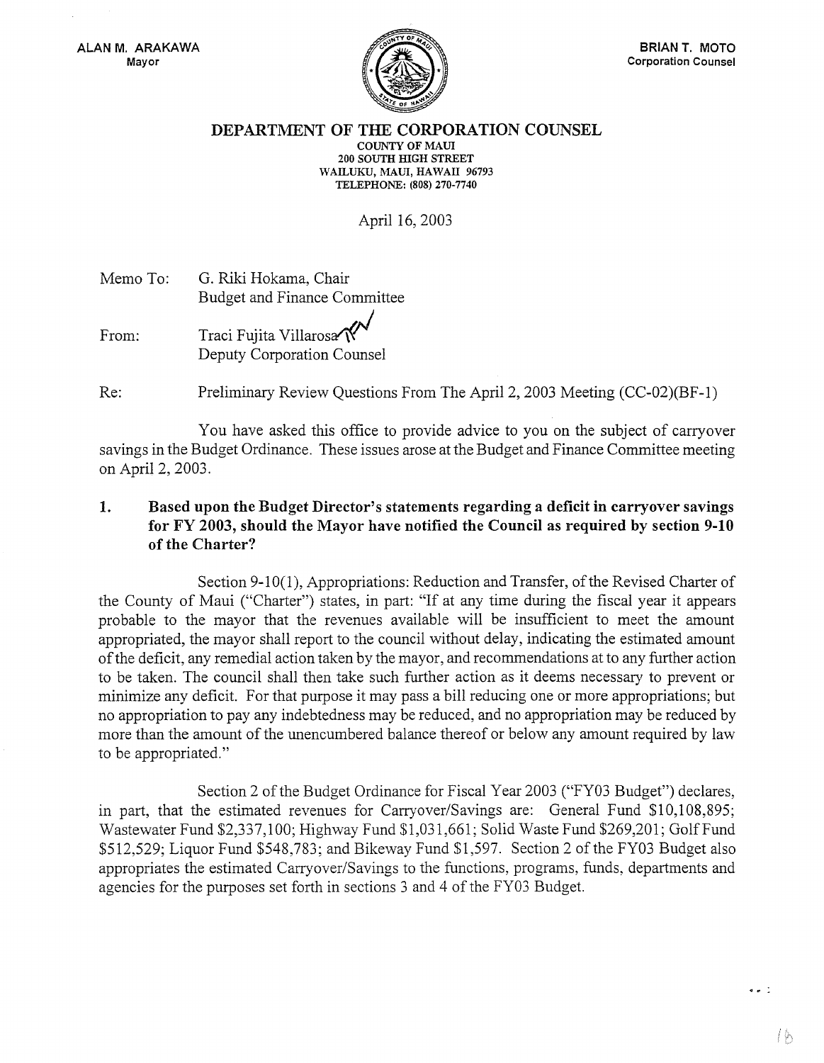ALAN M. ARAKAWA
Mayor

BRIAN T. MOTO
Corporation Counsel

**DEPARTMENT OF THE CORPORATION COUNSEL**
COUNTY OF MAUI
200 SOUTH HIGH STREET
WAILUKU, MAUI, HAWAII 96793
TELEPHONE: (808) 270-7740

April 16, 2003

Memo To: G. Riki Hokama, Chair
Budget and Finance Committee

From: Traci Fujita Villarosa
Deputy Corporation Counsel

Re: Preliminary Review Questions From The April 2, 2003 Meeting (CC-02)(BF-1)

You have asked this office to provide advice to you on the subject of carryover savings in the Budget Ordinance. These issues arose at the Budget and Finance Committee meeting on April 2, 2003.

**1. Based upon the Budget Director's statements regarding a deficit in carryover savings for FY 2003, should the Mayor have notified the Council as required by section 9-10 of the Charter?**

Section 9-10(1), Appropriations: Reduction and Transfer, of the Revised Charter of the County of Maui ("Charter") states, in part: "If at any time during the fiscal year it appears probable to the mayor that the revenues available will be insufficient to meet the amount appropriated, the mayor shall report to the council without delay, indicating the estimated amount of the deficit, any remedial action taken by the mayor, and recommendations at to any further action to be taken. The council shall then take such further action as it deems necessary to prevent or minimize any deficit. For that purpose it may pass a bill reducing one or more appropriations; but no appropriation to pay any indebtedness may be reduced, and no appropriation may be reduced by more than the amount of the unencumbered balance thereof or below any amount required by law to be appropriated."

Section 2 of the Budget Ordinance for Fiscal Year 2003 ("FY03 Budget") declares, in part, that the estimated revenues for Carryover/Savings are: General Fund $10,108,895; Wastewater Fund $2,337,100; Highway Fund $1,031,661; Solid Waste Fund $269,201; Golf Fund $512,529; Liquor Fund $548,783; and Bikeway Fund $1,597. Section 2 of the FY03 Budget also appropriates the estimated Carryover/Savings to the functions, programs, funds, departments and agencies for the purposes set forth in sections 3 and 4 of the FY03 Budget.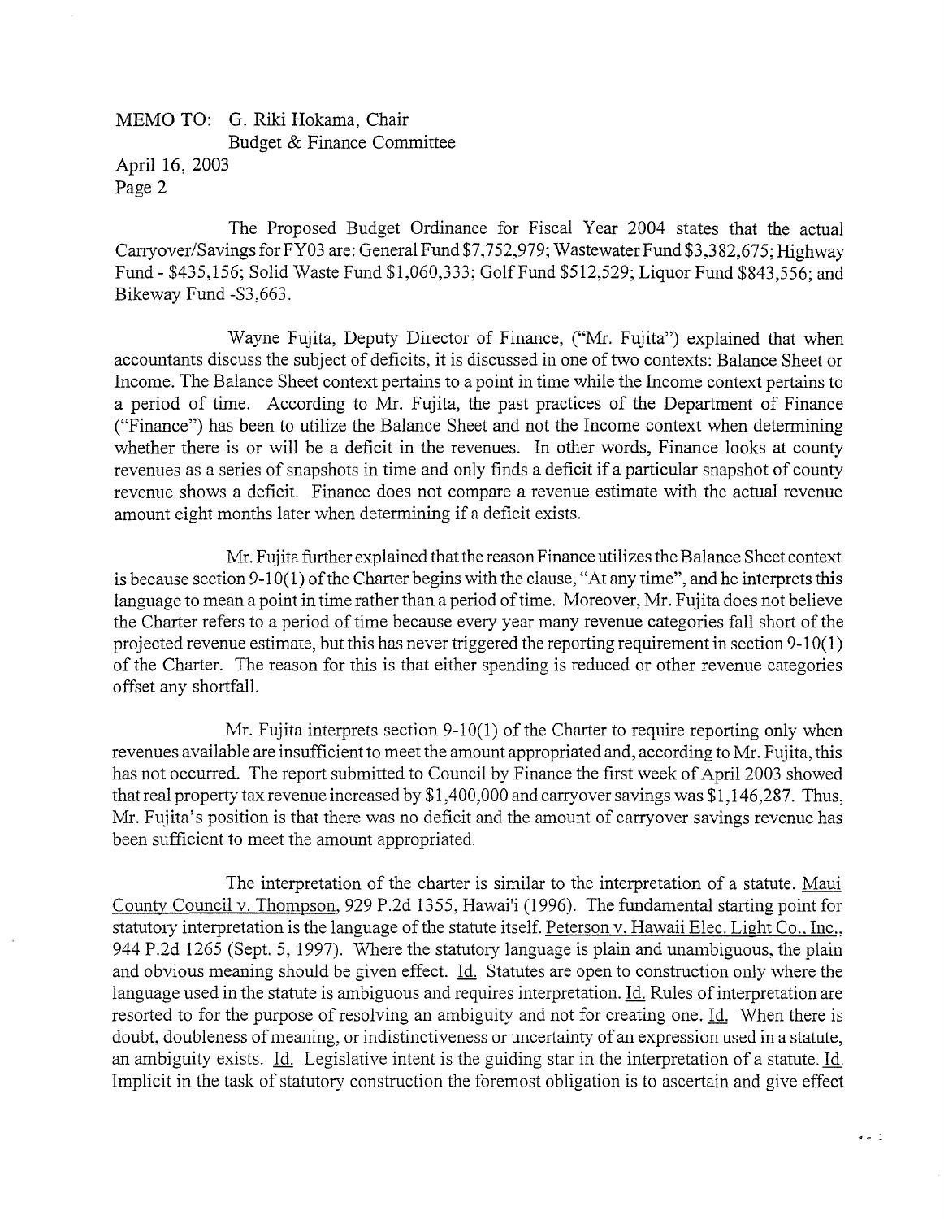The Proposed Budget Ordinance for Fiscal Year 2004 states that the actual Carryover/Savings for FY03 are: General Fund $7,752,979; Wastewater Fund $3,382,675; Highway Fund - $435,156; Solid Waste Fund $1,060,333; Golf Fund $512,529; Liquor Fund $843,556; and Bikeway Fund -$3,663.

Wayne Fujita, Deputy Director of Finance, ("Mr. Fujita") explained that when accountants discuss the subject of deficits, it is discussed in one of two contexts: Balance Sheet or Income. The Balance Sheet context pertains to a point in time while the Income context pertains to a period of time. According to Mr. Fujita, the past practices of the Department of Finance ("Finance") has been to utilize the Balance Sheet and not the Income context when determining whether there is or will be a deficit in the revenues. In other words, Finance looks at county revenues as a series of snapshots in time and only finds a deficit if a particular snapshot of county revenue shows a deficit. Finance does not compare a revenue estimate with the actual revenue amount eight months later when determining if a deficit exists.

Mr. Fujita further explained that the reason Finance utilizes the Balance Sheet context is because section 9-10(1) of the Charter begins with the clause, "At any time", and he interprets this language to mean a point in time rather than a period of time. Moreover, Mr. Fujita does not believe the Charter refers to a period of time because every year many revenue categories fall short of the projected revenue estimate, but this has never triggered the reporting requirement in section 9-10(1) of the Charter. The reason for this is that either spending is reduced or other revenue categories offset any shortfall.

Mr. Fujita interprets section 9-10(1) of the Charter to require reporting only when revenues available are insufficient to meet the amount appropriated and, according to Mr. Fujita, this has not occurred. The report submitted to Council by Finance the first week of April 2003 showed that real property tax revenue increased by $1,400,000 and carryover savings was $1,146,287. Thus, Mr. Fujita's position is that there was no deficit and the amount of carryover savings revenue has been sufficient to meet the amount appropriated.

The interpretation of the charter is similar to the interpretation of a statute. Maui County Council v. Thompson, 929 P.2d 1355, Hawai'i (1996). The fundamental starting point for statutory interpretation is the language of the statute itself. Peterson v. Hawaii Elec. Light Co., Inc., 944 P.2d 1265 (Sept. 5, 1997). Where the statutory language is plain and unambiguous, the plain and obvious meaning should be given effect. Id. Statutes are open to construction only where the language used in the statute is ambiguous and requires interpretation. Id. Rules of interpretation are resorted to for the purpose of resolving an ambiguity and not for creating one. Id. When there is doubt, doubleness of meaning, or indistinctiveness or uncertainty of an expression used in a statute, an ambiguity exists. Id. Legislative intent is the guiding star in the interpretation of a statute. Id. Implicit in the task of statutory construction the foremost obligation is to ascertain and give effect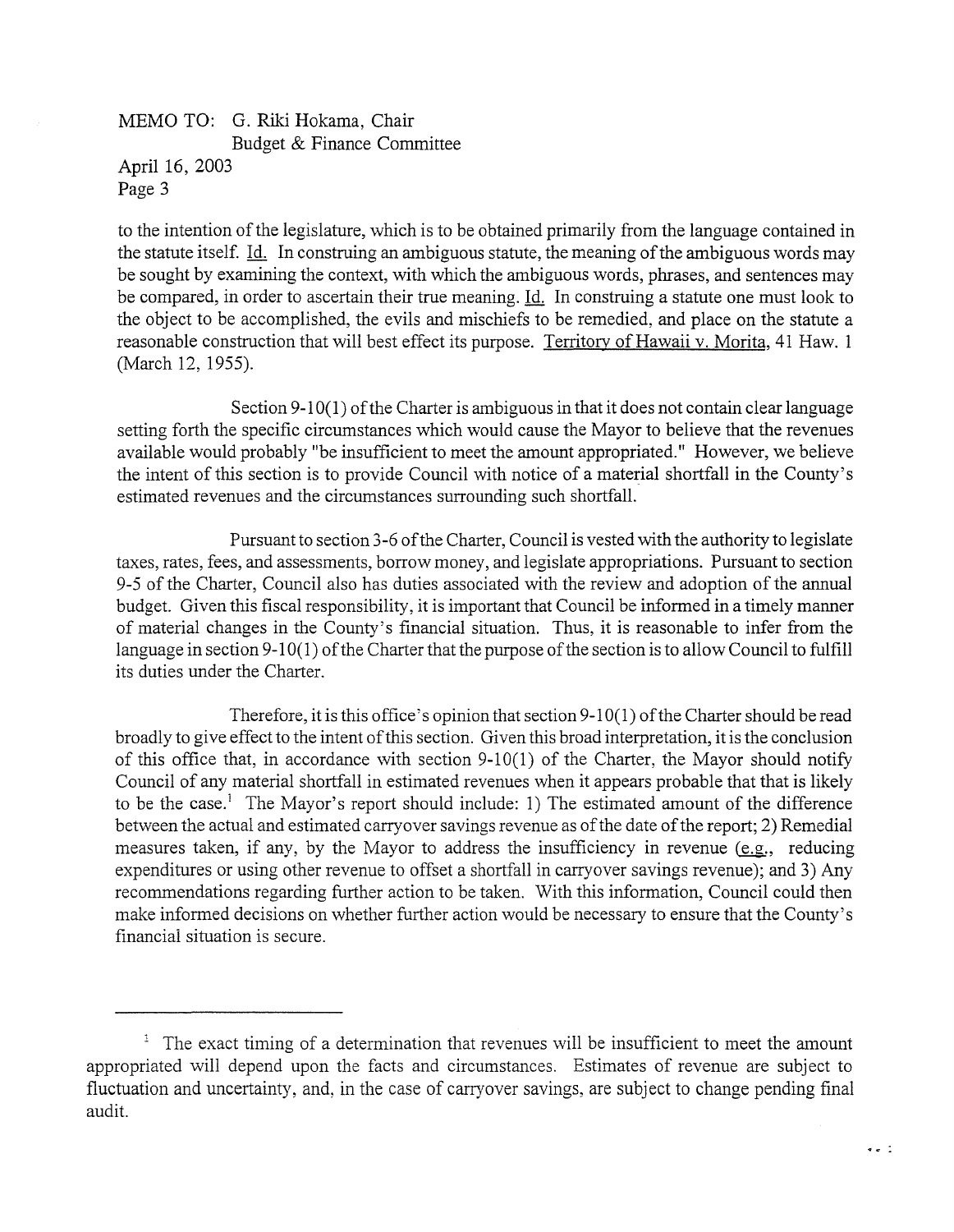to the intention of the legislature, which is to be obtained primarily from the language contained in the statute itself. Id. In construing an ambiguous statute, the meaning of the ambiguous words may be sought by examining the context, with which the ambiguous words, phrases, and sentences may be compared, in order to ascertain their true meaning. Id. In construing a statute one must look to the object to be accomplished, the evils and mischiefs to be remedied, and place on the statute a reasonable construction that will best effect its purpose. Territory of Hawaii v. Morita, 41 Haw. 1 (March 12, 1955).

Section 9-10(1) of the Charter is ambiguous in that it does not contain clear language setting forth the specific circumstances which would cause the Mayor to believe that the revenues available would probably "be insufficient to meet the amount appropriated." However, we believe the intent of this section is to provide Council with notice of a material shortfall in the County's estimated revenues and the circumstances surrounding such shortfall.

Pursuant to section 3-6 of the Charter, Council is vested with the authority to legislate taxes, rates, fees, and assessments, borrow money, and legislate appropriations. Pursuant to section 9-5 of the Charter, Council also has duties associated with the review and adoption of the annual budget. Given this fiscal responsibility, it is important that Council be informed in a timely manner of material changes in the County's financial situation. Thus, it is reasonable to infer from the language in section 9-10(1) of the Charter that the purpose of the section is to allow Council to fulfill its duties under the Charter.

Therefore, it is this office's opinion that section 9-10(1) of the Charter should be read broadly to give effect to the intent of this section. Given this broad interpretation, it is the conclusion of this office that, in accordance with section 9-10(1) of the Charter, the Mayor should notify Council of any material shortfall in estimated revenues when it appears probable that that is likely to be the case.[1] The Mayor's report should include: 1) The estimated amount of the difference between the actual and estimated carryover savings revenue as of the date of the report; 2) Remedial measures taken, if any, by the Mayor to address the insufficiency in revenue (e.g., reducing expenditures or using other revenue to offset a shortfall in carryover savings revenue); and 3) Any recommendations regarding further action to be taken. With this information, Council could then make informed decisions on whether further action would be necessary to ensure that the County's financial situation is secure.

---

[1] The exact timing of a determination that revenues will be insufficient to meet the amount appropriated will depend upon the facts and circumstances. Estimates of revenue are subject to fluctuation and uncertainty, and, in the case of carryover savings, are subject to change pending final audit.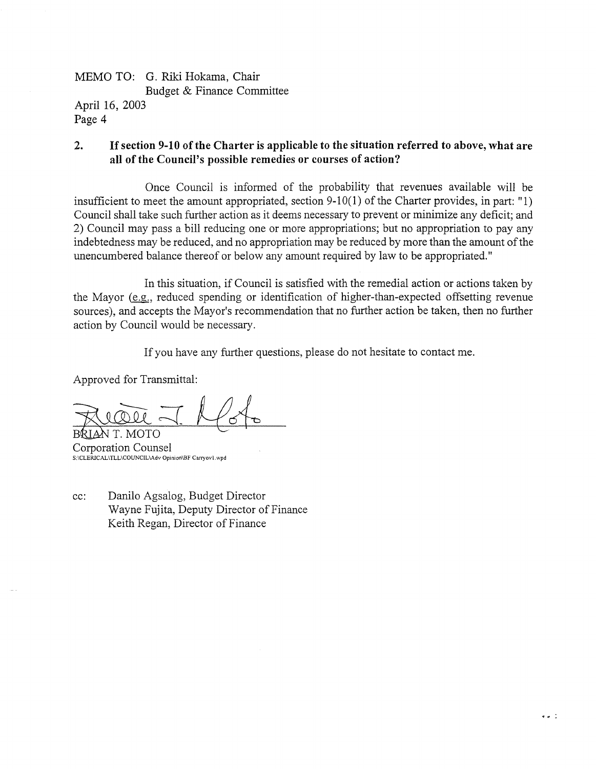MEMO TO: G. Riki Hokama, Chair
Budget & Finance Committee
April 16, 2003
Page 4

**2. If section 9-10 of the Charter is applicable to the situation referred to above, what are all of the Council's possible remedies or courses of action?**

Once Council is informed of the probability that revenues available will be insufficient to meet the amount appropriated, section 9-10(1) of the Charter provides, in part: "1) Council shall take such further action as it deems necessary to prevent or minimize any deficit; and 2) Council may pass a bill reducing one or more appropriations; but no appropriation to pay any indebtedness may be reduced, and no appropriation may be reduced by more than the amount of the unencumbered balance thereof or below any amount required by law to be appropriated."

In this situation, if Council is satisfied with the remedial action or actions taken by the Mayor (e.g., reduced spending or identification of higher-than-expected offsetting revenue sources), and accepts the Mayor's recommendation that no further action be taken, then no further action by Council would be necessary.

If you have any further questions, please do not hesitate to contact me.

Approved for Transmittal:

BRIAN T. MOTO
Corporation Counsel
S:\CLERICAL\TLL\COUNCIL\Adv Opinion\BF Carryov1.wpd

cc: Danilo Agsalog, Budget Director
Wayne Fujita, Deputy Director of Finance
Keith Regan, Director of Finance